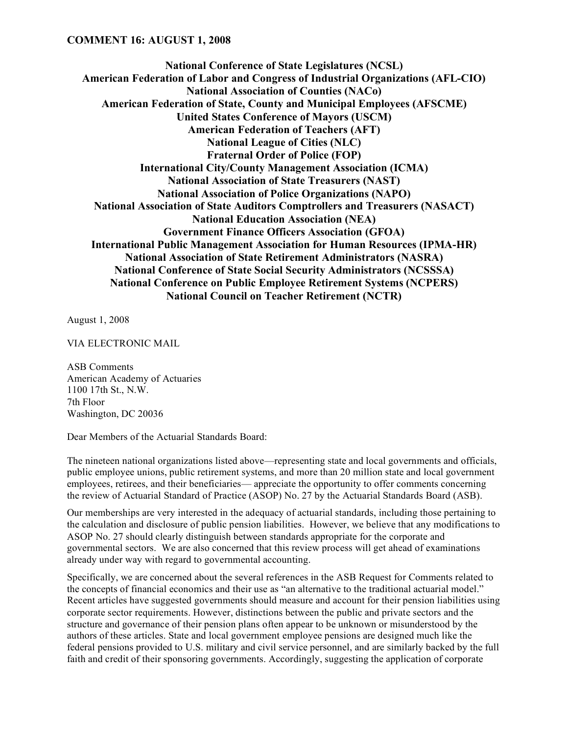**COMMENT 16: AUGUST 1, 2008**

**National Conference of State Legislatures (NCSL)**
**American Federation of Labor and Congress of Industrial Organizations (AFL-CIO)**
**National Association of Counties (NACo)**
**American Federation of State, County and Municipal Employees (AFSCME)**
**United States Conference of Mayors (USCM)**
**American Federation of Teachers (AFT)**
**National League of Cities (NLC)**
**Fraternal Order of Police (FOP)**
**International City/County Management Association (ICMA)**
**National Association of State Treasurers (NAST)**
**National Association of Police Organizations (NAPO)**
**National Association of State Auditors Comptrollers and Treasurers (NASACT)**
**National Education Association (NEA)**
**Government Finance Officers Association (GFOA)**
**International Public Management Association for Human Resources (IPMA-HR)**
**National Association of State Retirement Administrators (NASRA)**
**National Conference of State Social Security Administrators (NCSSSA)**
**National Conference on Public Employee Retirement Systems (NCPERS)**
**National Council on Teacher Retirement (NCTR)**

August 1, 2008

VIA ELECTRONIC MAIL

ASB Comments
American Academy of Actuaries
1100 17th St., N.W.
7th Floor
Washington, DC 20036

Dear Members of the Actuarial Standards Board:

The nineteen national organizations listed above—representing state and local governments and officials, public employee unions, public retirement systems, and more than 20 million state and local government employees, retirees, and their beneficiaries— appreciate the opportunity to offer comments concerning the review of Actuarial Standard of Practice (ASOP) No. 27 by the Actuarial Standards Board (ASB).

Our memberships are very interested in the adequacy of actuarial standards, including those pertaining to the calculation and disclosure of public pension liabilities. However, we believe that any modifications to ASOP No. 27 should clearly distinguish between standards appropriate for the corporate and governmental sectors. We are also concerned that this review process will get ahead of examinations already under way with regard to governmental accounting.

Specifically, we are concerned about the several references in the ASB Request for Comments related to the concepts of financial economics and their use as "an alternative to the traditional actuarial model." Recent articles have suggested governments should measure and account for their pension liabilities using corporate sector requirements. However, distinctions between the public and private sectors and the structure and governance of their pension plans often appear to be unknown or misunderstood by the authors of these articles. State and local government employee pensions are designed much like the federal pensions provided to U.S. military and civil service personnel, and are similarly backed by the full faith and credit of their sponsoring governments. Accordingly, suggesting the application of corporate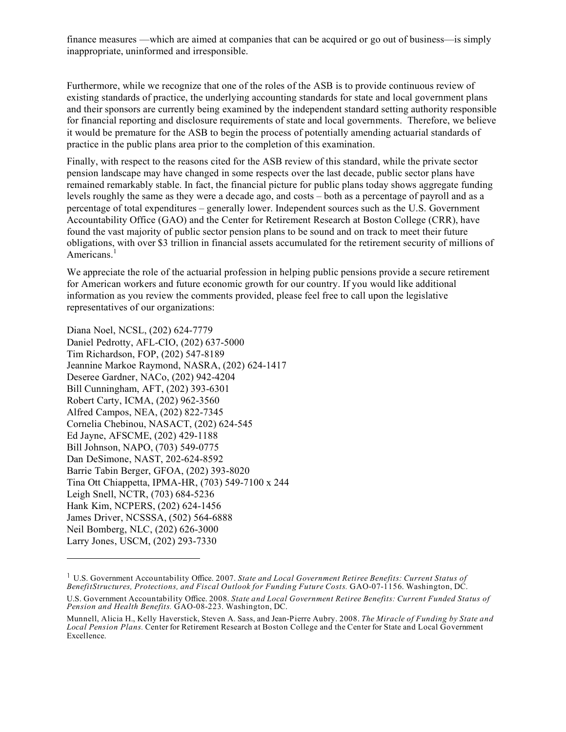finance measures —which are aimed at companies that can be acquired or go out of business—is simply inappropriate, uninformed and irresponsible.

Furthermore, while we recognize that one of the roles of the ASB is to provide continuous review of existing standards of practice, the underlying accounting standards for state and local government plans and their sponsors are currently being examined by the independent standard setting authority responsible for financial reporting and disclosure requirements of state and local governments. Therefore, we believe it would be premature for the ASB to begin the process of potentially amending actuarial standards of practice in the public plans area prior to the completion of this examination.

Finally, with respect to the reasons cited for the ASB review of this standard, while the private sector pension landscape may have changed in some respects over the last decade, public sector plans have remained remarkably stable. In fact, the financial picture for public plans today shows aggregate funding levels roughly the same as they were a decade ago, and costs – both as a percentage of payroll and as a percentage of total expenditures – generally lower. Independent sources such as the U.S. Government Accountability Office (GAO) and the Center for Retirement Research at Boston College (CRR), have found the vast majority of public sector pension plans to be sound and on track to meet their future obligations, with over $3 trillion in financial assets accumulated for the retirement security of millions of Americans.[1]

We appreciate the role of the actuarial profession in helping public pensions provide a secure retirement for American workers and future economic growth for our country. If you would like additional information as you review the comments provided, please feel free to call upon the legislative representatives of our organizations:

Diana Noel, NCSL, (202) 624-7779
Daniel Pedrotty, AFL-CIO, (202) 637-5000
Tim Richardson, FOP, (202) 547-8189
Jeannine Markoe Raymond, NASRA, (202) 624-1417
Deseree Gardner, NACo, (202) 942-4204
Bill Cunningham, AFT, (202) 393-6301
Robert Carty, ICMA, (202) 962-3560
Alfred Campos, NEA, (202) 822-7345
Cornelia Chebinou, NASACT, (202) 624-545
Ed Jayne, AFSCME, (202) 429-1188
Bill Johnson, NAPO, (703) 549-0775
Dan DeSimone, NAST, 202-624-8592
Barrie Tabin Berger, GFOA, (202) 393-8020
Tina Ott Chiappetta, IPMA-HR, (703) 549-7100 x 244
Leigh Snell, NCTR, (703) 684-5236
Hank Kim, NCPERS, (202) 624-1456
James Driver, NCSSSA, (502) 564-6888
Neil Bomberg, NLC, (202) 626-3000
Larry Jones, USCM, (202) 293-7330

---

[1] U.S. Government Accountability Office. 2007. *State and Local Government Retiree Benefits: Current Status of BenefitStructures, Protections, and Fiscal Outlook for Funding Future Costs.* GAO-07-1156. Washington, DC.

U.S. Government Accountability Office. 2008. *State and Local Government Retiree Benefits: Current Funded Status of Pension and Health Benefits.* GAO-08-223. Washington, DC.

Munnell, Alicia H., Kelly Haverstick, Steven A. Sass, and Jean-Pierre Aubry. 2008. *The Miracle of Funding by State and Local Pension Plans.* Center for Retirement Research at Boston College and the Center for State and Local Government Excellence.